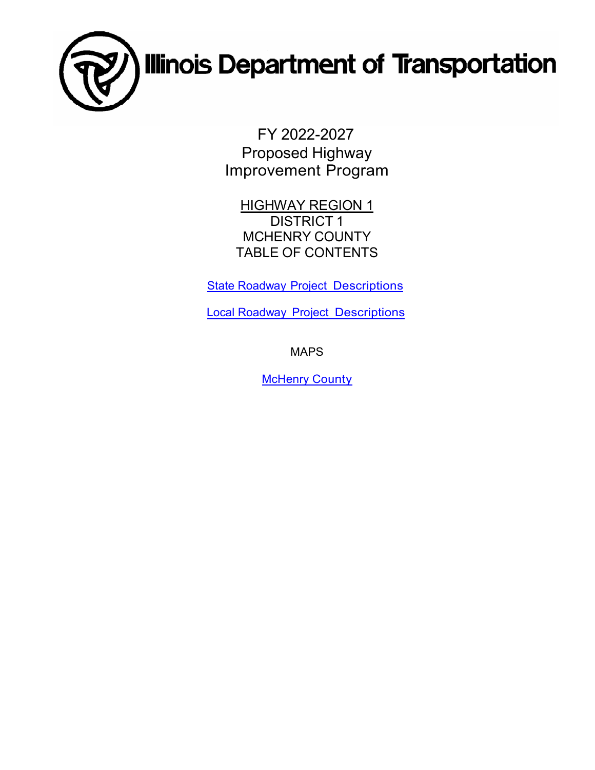# Illinois Department of Transportation

FY 2022-2027
Proposed Highway
Improvement Program

HIGHWAY REGION 1
DISTRICT 1
MCHENRY COUNTY
TABLE OF CONTENTS

State Roadway Project Descriptions

Local Roadway Project Descriptions

MAPS

McHenry County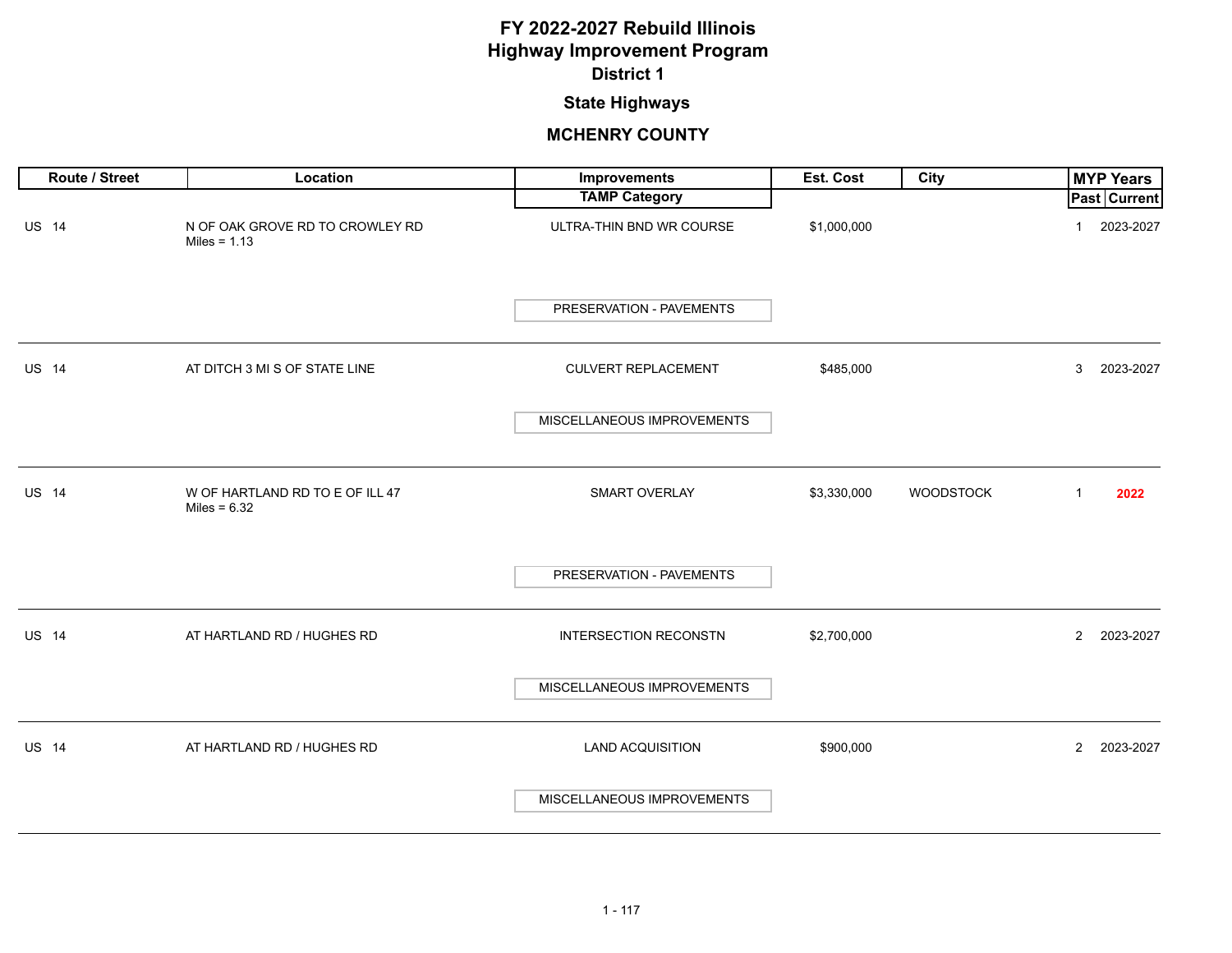# FY 2022-2027 Rebuild Illinois
# Highway Improvement Program
## District 1
### State Highways
### MCHENRY COUNTY

| Route / Street | Location | Improvements / TAMP Category | Est. Cost | City | MYP Years Past | MYP Years Current |
|---|---|---|---|---|---|---|
| US 14 | N OF OAK GROVE RD TO CROWLEY RD Miles = 1.13 | ULTRA-THIN BND WR COURSE / PRESERVATION - PAVEMENTS | $1,000,000 | | 1 | 2023-2027 |
| US 14 | AT DITCH 3 MI S OF STATE LINE | CULVERT REPLACEMENT / MISCELLANEOUS IMPROVEMENTS | $485,000 | | 3 | 2023-2027 |
| US 14 | W OF HARTLAND RD TO E OF ILL 47 Miles = 6.32 | SMART OVERLAY / PRESERVATION - PAVEMENTS | $3,330,000 | WOODSTOCK | 1 | **2022** |
| US 14 | AT HARTLAND RD / HUGHES RD | INTERSECTION RECONSTN / MISCELLANEOUS IMPROVEMENTS | $2,700,000 | | 2 | 2023-2027 |
| US 14 | AT HARTLAND RD / HUGHES RD | LAND ACQUISITION / MISCELLANEOUS IMPROVEMENTS | $900,000 | | 2 | 2023-2027 |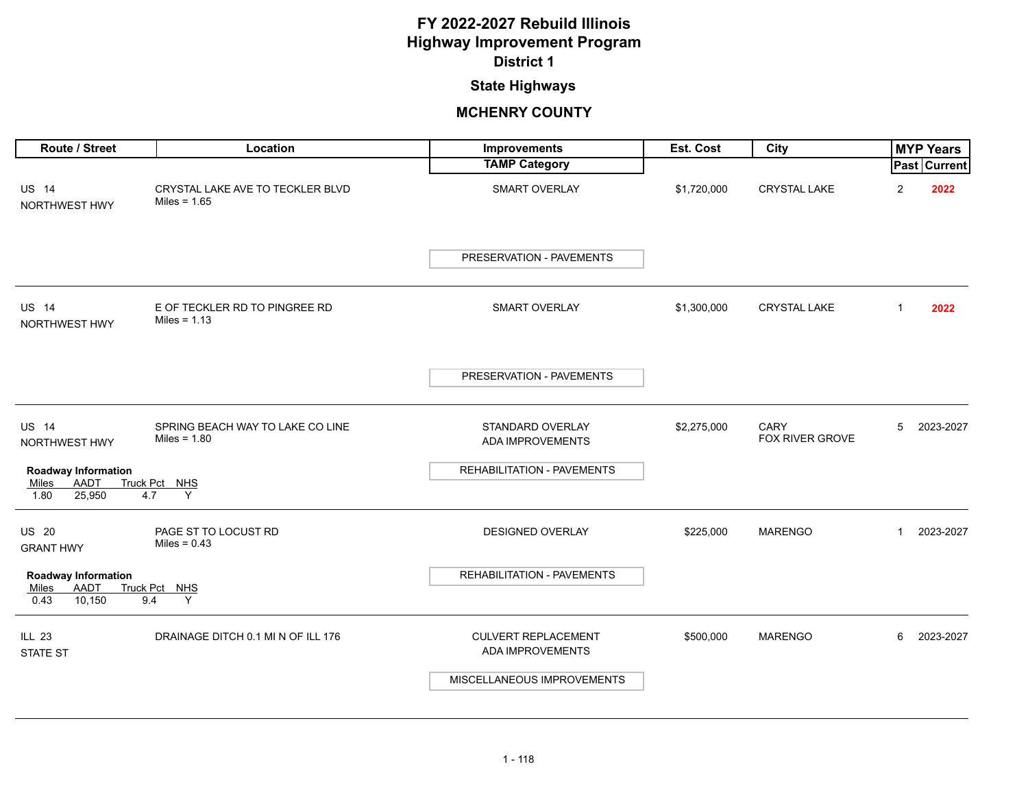# FY 2022-2027 Rebuild Illinois
# Highway Improvement Program
## District 1

### State Highways

### MCHENRY COUNTY

| Route / Street | Location | Improvements / TAMP Category | Est. Cost | City | MYP Years Past | MYP Years Current |
|---|---|---|---|---|---|---|
| US 14<br>NORTHWEST HWY | CRYSTAL LAKE AVE TO TECKLER BLVD<br>Miles = 1.65 | SMART OVERLAY<br><br>PRESERVATION - PAVEMENTS | $1,720,000 | CRYSTAL LAKE | 2 | 2022 |
| US 14<br>NORTHWEST HWY | E OF TECKLER RD TO PINGREE RD<br>Miles = 1.13 | SMART OVERLAY<br><br>PRESERVATION - PAVEMENTS | $1,300,000 | CRYSTAL LAKE | 1 | 2022 |
| US 14<br>NORTHWEST HWY<br><br>**Roadway Information**<br>Miles: 1.80, AADT: 25,950, Truck Pct: 4.7, NHS: Y | SPRING BEACH WAY TO LAKE CO LINE<br>Miles = 1.80 | STANDARD OVERLAY<br>ADA IMPROVEMENTS<br><br>REHABILITATION - PAVEMENTS | $2,275,000 | CARY<br>FOX RIVER GROVE | 5 | 2023-2027 |
| US 20<br>GRANT HWY<br><br>**Roadway Information**<br>Miles: 0.43, AADT: 10,150, Truck Pct: 9.4, NHS: Y | PAGE ST TO LOCUST RD<br>Miles = 0.43 | DESIGNED OVERLAY<br><br>REHABILITATION - PAVEMENTS | $225,000 | MARENGO | 1 | 2023-2027 |
| ILL 23<br>STATE ST | DRAINAGE DITCH 0.1 MI N OF ILL 176 | CULVERT REPLACEMENT<br>ADA IMPROVEMENTS<br><br>MISCELLANEOUS IMPROVEMENTS | $500,000 | MARENGO | 6 | 2023-2027 |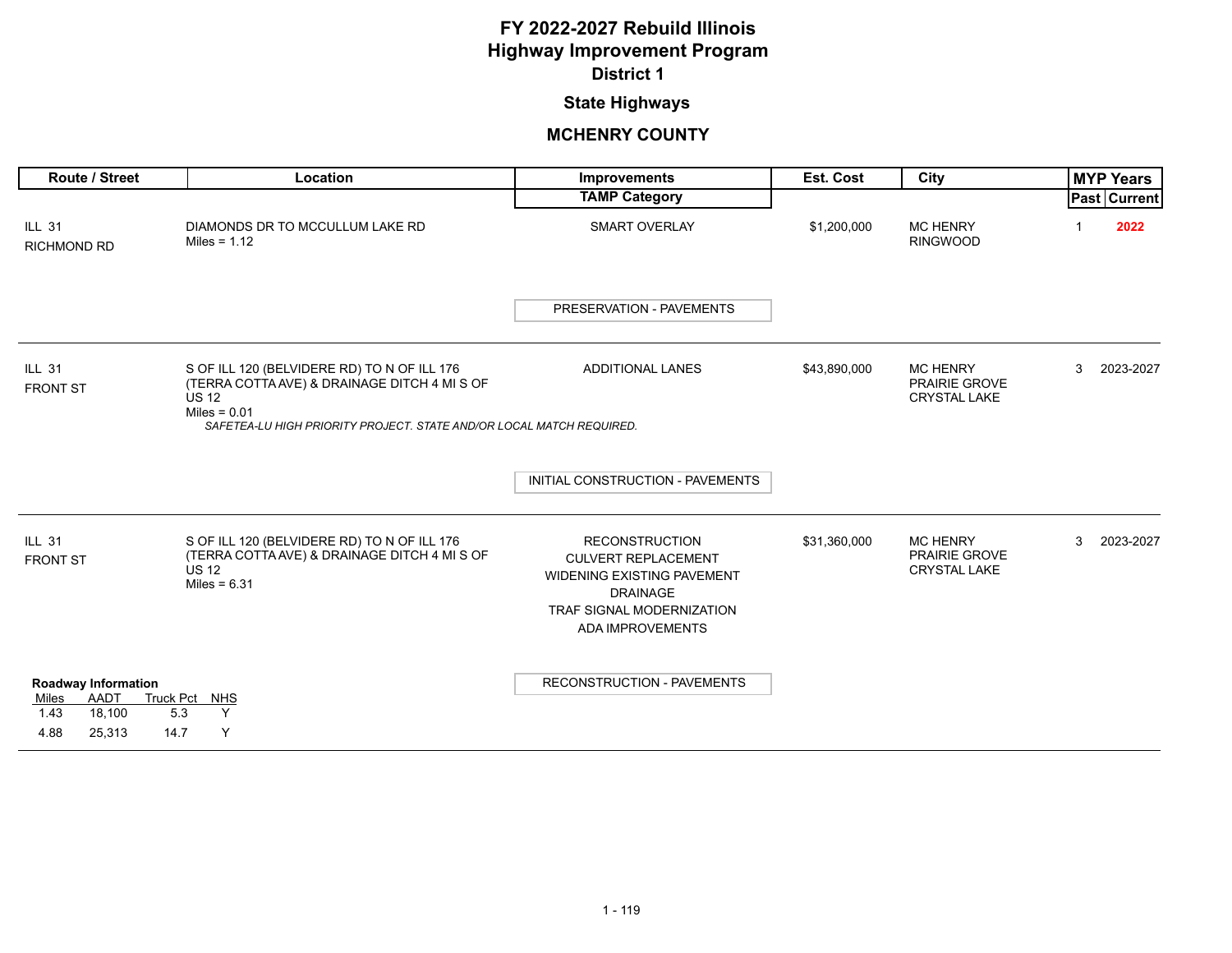# FY 2022-2027 Rebuild Illinois
# Highway Improvement Program
## District 1

## State Highways

## MCHENRY COUNTY

| Route / Street | Location | Improvements / TAMP Category | Est. Cost | City | MYP Years Past | MYP Years Current |
|---|---|---|---|---|---|---|
| ILL 31<br>RICHMOND RD | DIAMONDS DR TO MCCULLUM LAKE RD<br>Miles = 1.12 | SMART OVERLAY<br><br>PRESERVATION - PAVEMENTS | $1,200,000 | MC HENRY<br>RINGWOOD | 1 | **2022** |
| ILL 31<br>FRONT ST | S OF ILL 120 (BELVIDERE RD) TO N OF ILL 176 (TERRA COTTA AVE) & DRAINAGE DITCH 4 MI S OF US 12<br>Miles = 0.01<br>*SAFETEA-LU HIGH PRIORITY PROJECT. STATE AND/OR LOCAL MATCH REQUIRED.* | ADDITIONAL LANES<br><br>INITIAL CONSTRUCTION - PAVEMENTS | $43,890,000 | MC HENRY<br>PRAIRIE GROVE<br>CRYSTAL LAKE | 3 | 2023-2027 |
| ILL 31<br>FRONT ST | S OF ILL 120 (BELVIDERE RD) TO N OF ILL 176 (TERRA COTTA AVE) & DRAINAGE DITCH 4 MI S OF US 12<br>Miles = 6.31 | RECONSTRUCTION<br>CULVERT REPLACEMENT<br>WIDENING EXISTING PAVEMENT<br>DRAINAGE<br>TRAF SIGNAL MODERNIZATION<br>ADA IMPROVEMENTS<br><br>RECONSTRUCTION - PAVEMENTS | $31,360,000 | MC HENRY<br>PRAIRIE GROVE<br>CRYSTAL LAKE | 3 | 2023-2027 |

**Roadway Information**

| Miles | AADT | Truck Pct | NHS |
|---|---|---|---|
| 1.43 | 18,100 | 5.3 | Y |
| 4.88 | 25,313 | 14.7 | Y |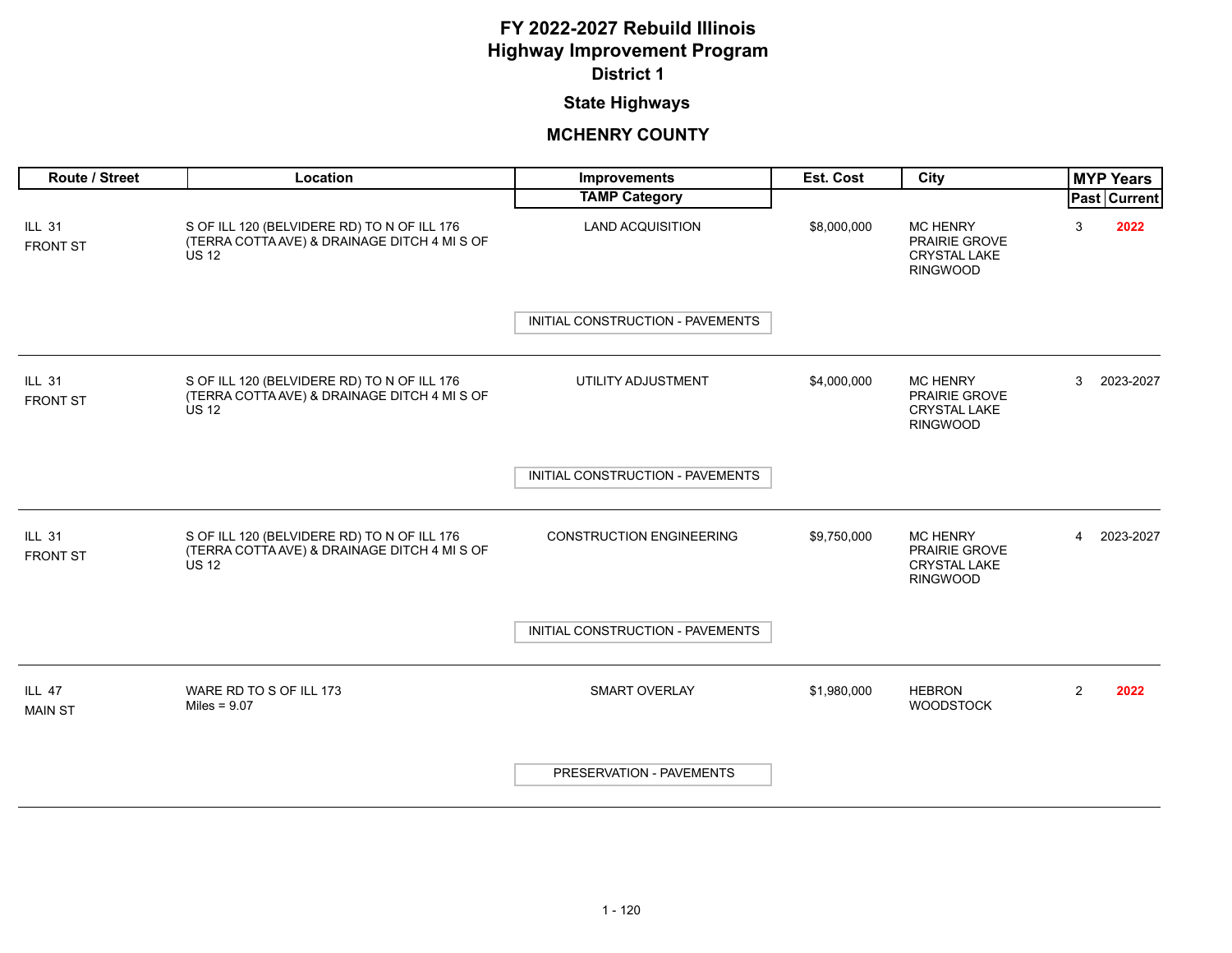# FY 2022-2027 Rebuild Illinois
# Highway Improvement Program
## District 1
### State Highways
### MCHENRY COUNTY

| Route / Street | Location | Improvements / TAMP Category | Est. Cost | City | MYP Years Past | MYP Years Current |
|---|---|---|---|---|---|---|
| ILL 31 FRONT ST | S OF ILL 120 (BELVIDERE RD) TO N OF ILL 176 (TERRA COTTA AVE) & DRAINAGE DITCH 4 MI S OF US 12 | LAND ACQUISITION<br>INITIAL CONSTRUCTION - PAVEMENTS | $8,000,000 | MC HENRY<br>PRAIRIE GROVE<br>CRYSTAL LAKE<br>RINGWOOD | 3 | **2022** |
| ILL 31 FRONT ST | S OF ILL 120 (BELVIDERE RD) TO N OF ILL 176 (TERRA COTTA AVE) & DRAINAGE DITCH 4 MI S OF US 12 | UTILITY ADJUSTMENT<br>INITIAL CONSTRUCTION - PAVEMENTS | $4,000,000 | MC HENRY<br>PRAIRIE GROVE<br>CRYSTAL LAKE<br>RINGWOOD | 3 | 2023-2027 |
| ILL 31 FRONT ST | S OF ILL 120 (BELVIDERE RD) TO N OF ILL 176 (TERRA COTTA AVE) & DRAINAGE DITCH 4 MI S OF US 12 | CONSTRUCTION ENGINEERING<br>INITIAL CONSTRUCTION - PAVEMENTS | $9,750,000 | MC HENRY<br>PRAIRIE GROVE<br>CRYSTAL LAKE<br>RINGWOOD | 4 | 2023-2027 |
| ILL 47 MAIN ST | WARE RD TO S OF ILL 173<br>Miles = 9.07 | SMART OVERLAY<br>PRESERVATION - PAVEMENTS | $1,980,000 | HEBRON<br>WOODSTOCK | 2 | **2022** |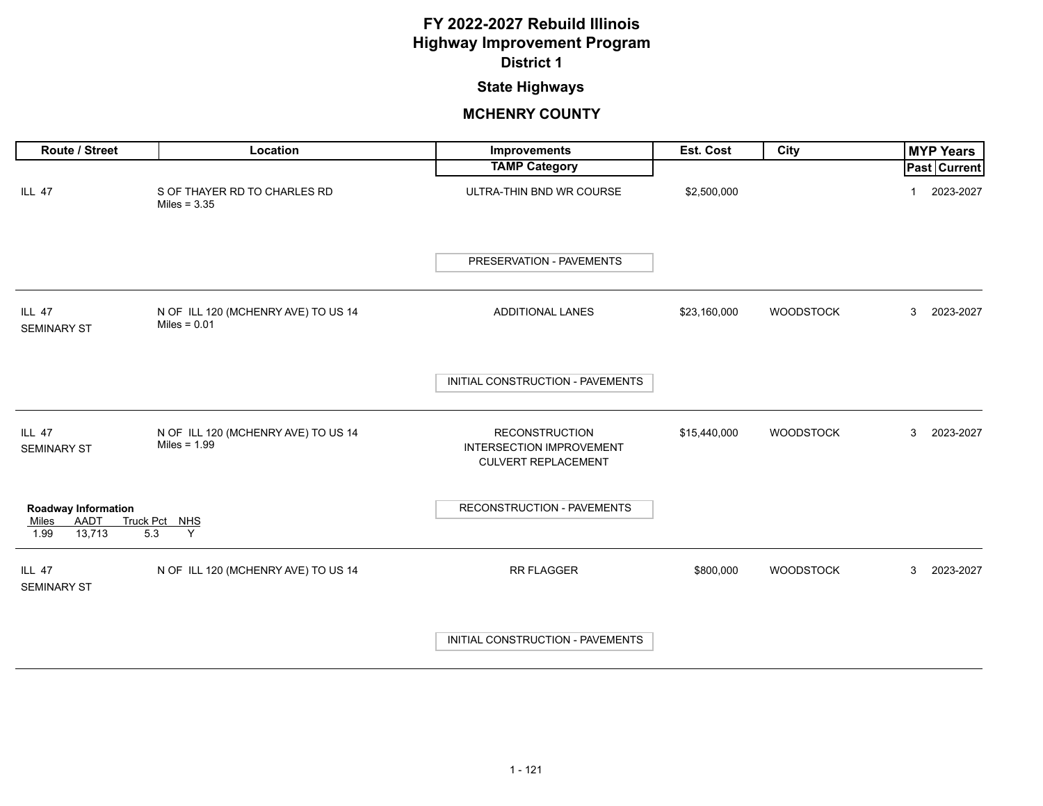# FY 2022-2027 Rebuild Illinois
# Highway Improvement Program
## District 1

### State Highways

### MCHENRY COUNTY

| Route / Street | Location | Improvements / TAMP Category | Est. Cost | City | MYP Years Past | MYP Years Current |
|---|---|---|---|---|---|---|
| ILL 47 | S OF THAYER RD TO CHARLES RD<br>Miles = 3.35 | ULTRA-THIN BND WR COURSE<br>PRESERVATION - PAVEMENTS | $2,500,000 | | 1 | 2023-2027 |
| ILL 47<br>SEMINARY ST | N OF ILL 120 (MCHENRY AVE) TO US 14<br>Miles = 0.01 | ADDITIONAL LANES<br>INITIAL CONSTRUCTION - PAVEMENTS | $23,160,000 | WOODSTOCK | 3 | 2023-2027 |
| ILL 47<br>SEMINARY ST | N OF ILL 120 (MCHENRY AVE) TO US 14<br>Miles = 1.99 | RECONSTRUCTION<br>INTERSECTION IMPROVEMENT<br>CULVERT REPLACEMENT<br>RECONSTRUCTION - PAVEMENTS | $15,440,000 | WOODSTOCK | 3 | 2023-2027 |
| ILL 47<br>SEMINARY ST | N OF ILL 120 (MCHENRY AVE) TO US 14 | RR FLAGGER<br>INITIAL CONSTRUCTION - PAVEMENTS | $800,000 | WOODSTOCK | 3 | 2023-2027 |

**Roadway Information** (ILL 47 / SEMINARY ST, N OF ILL 120 (MCHENRY AVE) TO US 14, Miles = 1.99)

| Miles | AADT | Truck Pct | NHS |
|---|---|---|---|
| 1.99 | 13,713 | 5.3 | Y |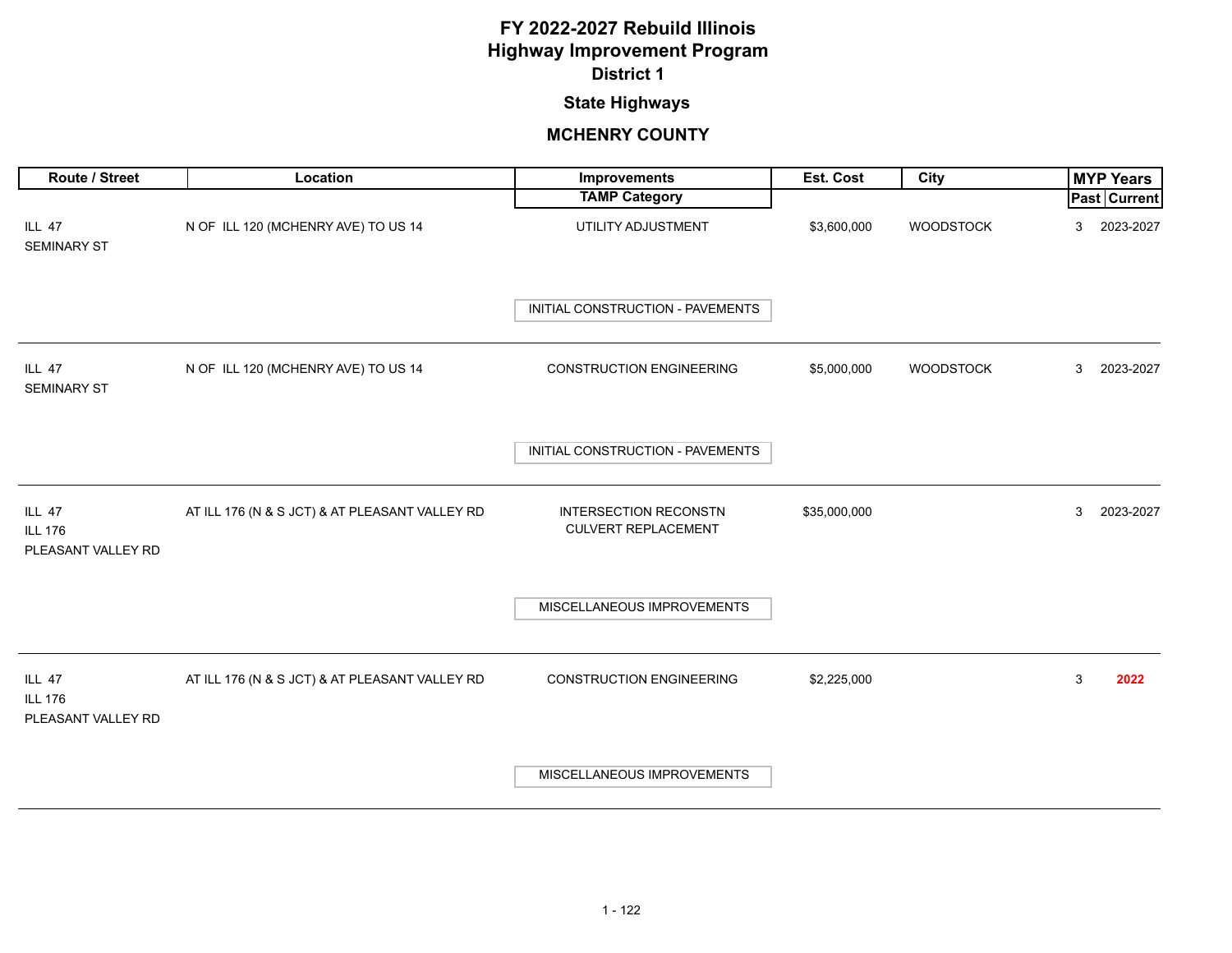# FY 2022-2027 Rebuild Illinois
# Highway Improvement Program
## District 1

### State Highways

### MCHENRY COUNTY

| Route / Street | Location | Improvements / TAMP Category | Est. Cost | City | MYP Years Past | MYP Years Current |
|---|---|---|---|---|---|---|
| ILL 47<br>SEMINARY ST | N OF ILL 120 (MCHENRY AVE) TO US 14 | UTILITY ADJUSTMENT<br>INITIAL CONSTRUCTION - PAVEMENTS | $3,600,000 | WOODSTOCK | 3 | 2023-2027 |
| ILL 47<br>SEMINARY ST | N OF ILL 120 (MCHENRY AVE) TO US 14 | CONSTRUCTION ENGINEERING<br>INITIAL CONSTRUCTION - PAVEMENTS | $5,000,000 | WOODSTOCK | 3 | 2023-2027 |
| ILL 47<br>ILL 176<br>PLEASANT VALLEY RD | AT ILL 176 (N & S JCT) & AT PLEASANT VALLEY RD | INTERSECTION RECONSTN<br>CULVERT REPLACEMENT<br>MISCELLANEOUS IMPROVEMENTS | $35,000,000 | | 3 | 2023-2027 |
| ILL 47<br>ILL 176<br>PLEASANT VALLEY RD | AT ILL 176 (N & S JCT) & AT PLEASANT VALLEY RD | CONSTRUCTION ENGINEERING<br>MISCELLANEOUS IMPROVEMENTS | $2,225,000 | | 3 | **2022** |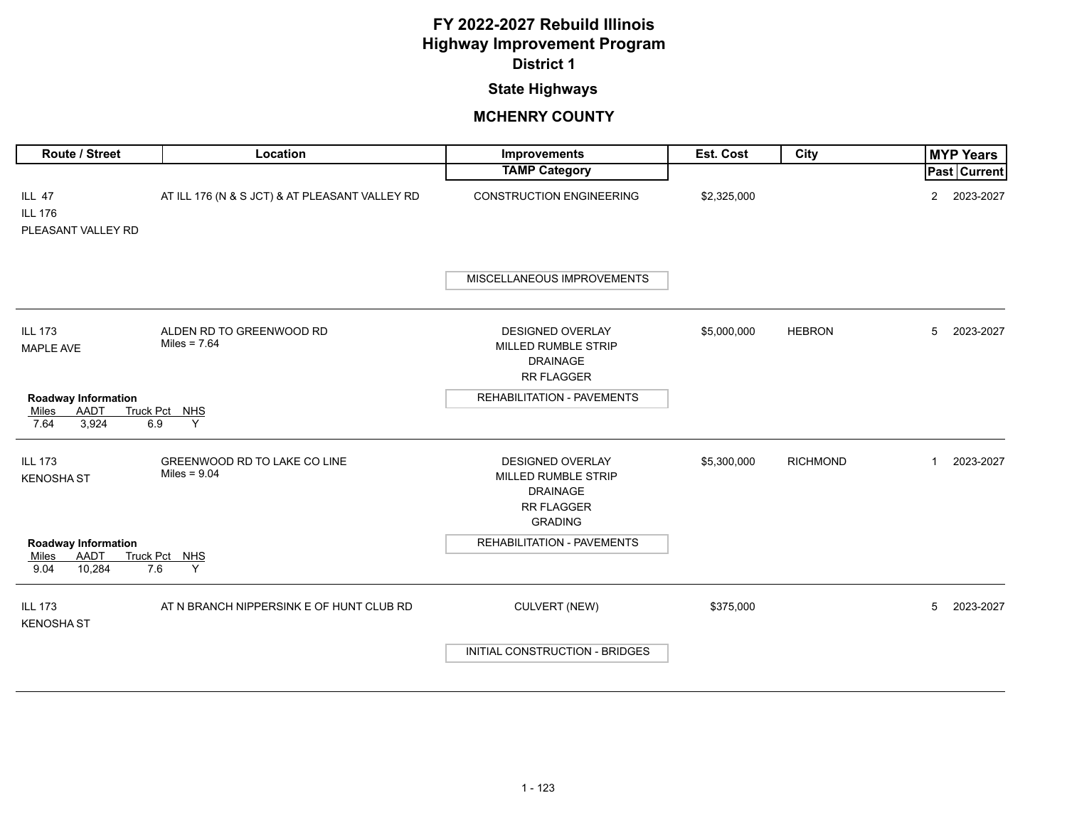# FY 2022-2027 Rebuild Illinois
# Highway Improvement Program
## District 1

## State Highways

## MCHENRY COUNTY

| Route / Street | Location | Improvements / TAMP Category | Est. Cost | City | MYP Years Past | MYP Years Current |
|---|---|---|---|---|---|---|
| ILL 47<br>ILL 176<br>PLEASANT VALLEY RD | AT ILL 176 (N & S JCT) & AT PLEASANT VALLEY RD | CONSTRUCTION ENGINEERING<br>**TAMP Category:** MISCELLANEOUS IMPROVEMENTS | $2,325,000 | | 2 | 2023-2027 |
| ILL 173<br>MAPLE AVE | ALDEN RD TO GREENWOOD RD<br>Miles = 7.64 | DESIGNED OVERLAY<br>MILLED RUMBLE STRIP<br>DRAINAGE<br>RR FLAGGER<br>**TAMP Category:** REHABILITATION - PAVEMENTS | $5,000,000 | HEBRON | 5 | 2023-2027 |
| ILL 173<br>KENOSHA ST | GREENWOOD RD TO LAKE CO LINE<br>Miles = 9.04 | DESIGNED OVERLAY<br>MILLED RUMBLE STRIP<br>DRAINAGE<br>RR FLAGGER<br>GRADING<br>**TAMP Category:** REHABILITATION - PAVEMENTS | $5,300,000 | RICHMOND | 1 | 2023-2027 |
| ILL 173<br>KENOSHA ST | AT N BRANCH NIPPERSINK E OF HUNT CLUB RD | CULVERT (NEW)<br>**TAMP Category:** INITIAL CONSTRUCTION - BRIDGES | $375,000 | | 5 | 2023-2027 |

**Roadway Information** (ILL 173, Alden Rd to Greenwood Rd)

| Miles | AADT | Truck Pct | NHS |
|---|---|---|---|
| 7.64 | 3,924 | 6.9 | Y |

**Roadway Information** (ILL 173, Greenwood Rd to Lake Co Line)

| Miles | AADT | Truck Pct | NHS |
|---|---|---|---|
| 9.04 | 10,284 | 7.6 | Y |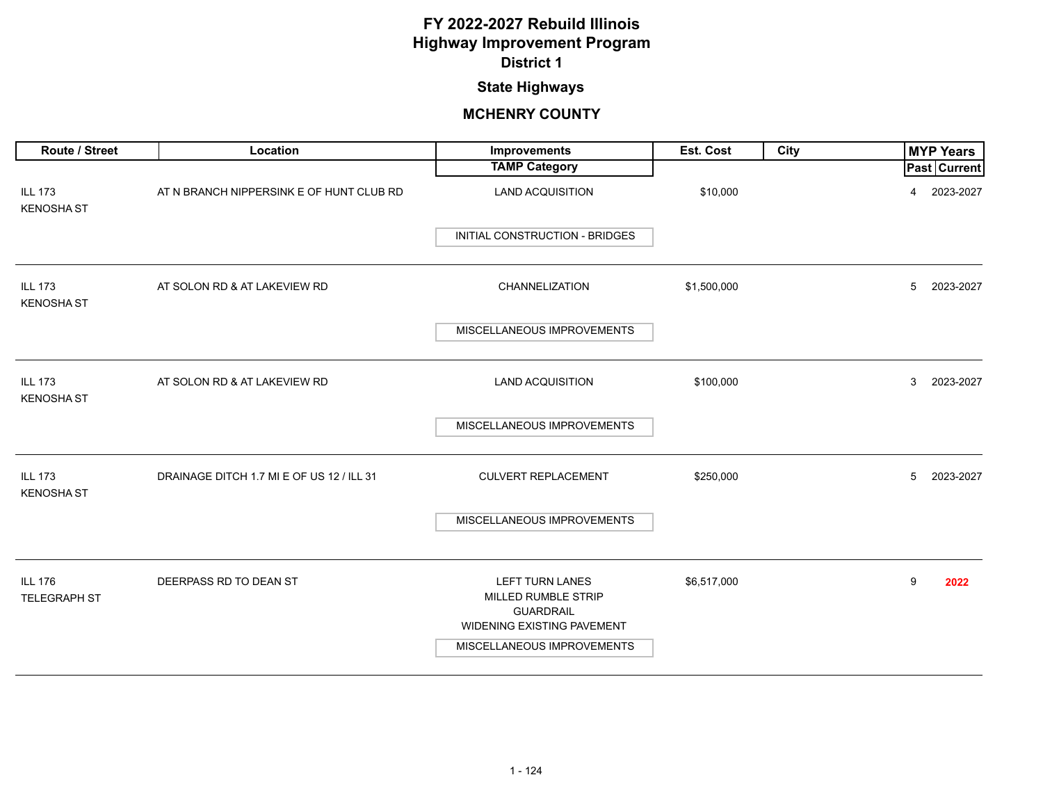# FY 2022-2027 Rebuild Illinois
# Highway Improvement Program
## District 1
## State Highways
## MCHENRY COUNTY

| Route / Street | Location | Improvements / TAMP Category | Est. Cost | City | MYP Years Past | MYP Years Current |
|---|---|---|---|---|---|---|
| ILL 173 KENOSHA ST | AT N BRANCH NIPPERSINK E OF HUNT CLUB RD | LAND ACQUISITION<br>INITIAL CONSTRUCTION - BRIDGES | $10,000 | | 4 | 2023-2027 |
| ILL 173 KENOSHA ST | AT SOLON RD & AT LAKEVIEW RD | CHANNELIZATION<br>MISCELLANEOUS IMPROVEMENTS | $1,500,000 | | 5 | 2023-2027 |
| ILL 173 KENOSHA ST | AT SOLON RD & AT LAKEVIEW RD | LAND ACQUISITION<br>MISCELLANEOUS IMPROVEMENTS | $100,000 | | 3 | 2023-2027 |
| ILL 173 KENOSHA ST | DRAINAGE DITCH 1.7 MI E OF US 12 / ILL 31 | CULVERT REPLACEMENT<br>MISCELLANEOUS IMPROVEMENTS | $250,000 | | 5 | 2023-2027 |
| ILL 176 TELEGRAPH ST | DEERPASS RD TO DEAN ST | LEFT TURN LANES<br>MILLED RUMBLE STRIP<br>GUARDRAIL<br>WIDENING EXISTING PAVEMENT<br>MISCELLANEOUS IMPROVEMENTS | $6,517,000 | | 9 | **2022** |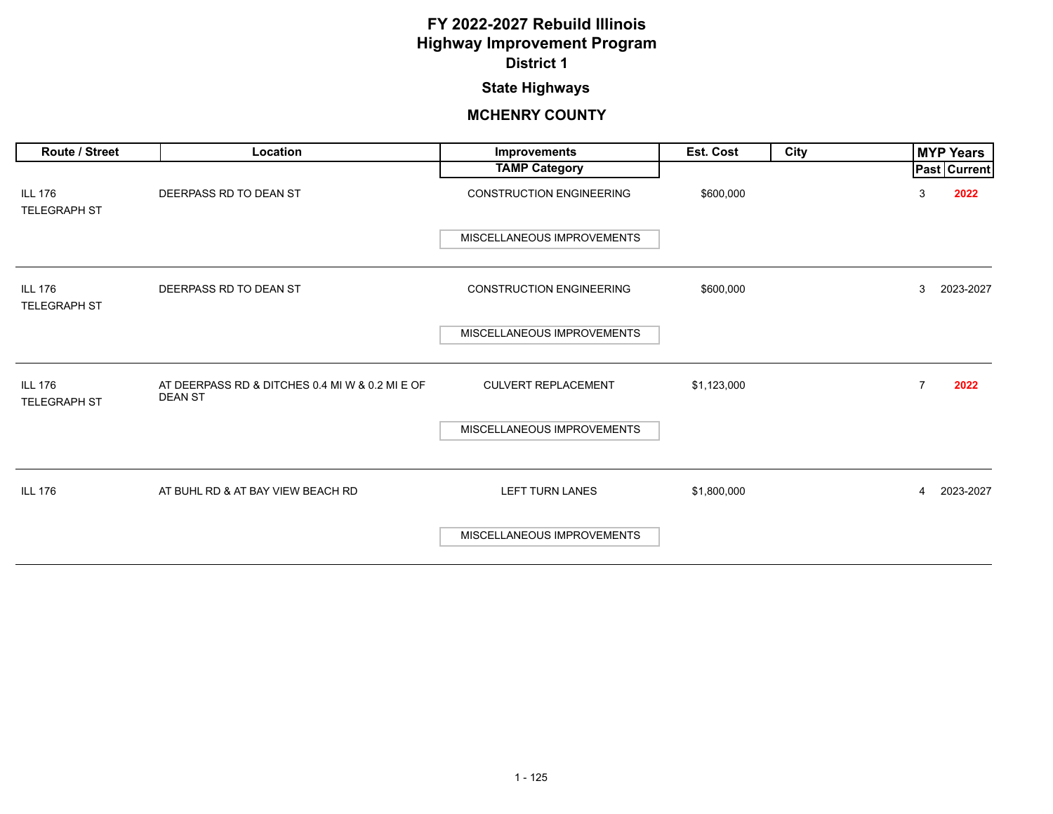# FY 2022-2027 Rebuild Illinois
# Highway Improvement Program
## District 1

### State Highways

### MCHENRY COUNTY

| Route / Street | Location | Improvements / TAMP Category | Est. Cost | City | MYP Years Past | MYP Years Current |
|---|---|---|---|---|---|---|
| ILL 176 TELEGRAPH ST | DEERPASS RD TO DEAN ST | CONSTRUCTION ENGINEERING / MISCELLANEOUS IMPROVEMENTS | $600,000 | | 3 | **2022** |
| ILL 176 TELEGRAPH ST | DEERPASS RD TO DEAN ST | CONSTRUCTION ENGINEERING / MISCELLANEOUS IMPROVEMENTS | $600,000 | | 3 | 2023-2027 |
| ILL 176 TELEGRAPH ST | AT DEERPASS RD & DITCHES 0.4 MI W & 0.2 MI E OF DEAN ST | CULVERT REPLACEMENT / MISCELLANEOUS IMPROVEMENTS | $1,123,000 | | 7 | **2022** |
| ILL 176 | AT BUHL RD & AT BAY VIEW BEACH RD | LEFT TURN LANES / MISCELLANEOUS IMPROVEMENTS | $1,800,000 | | 4 | 2023-2027 |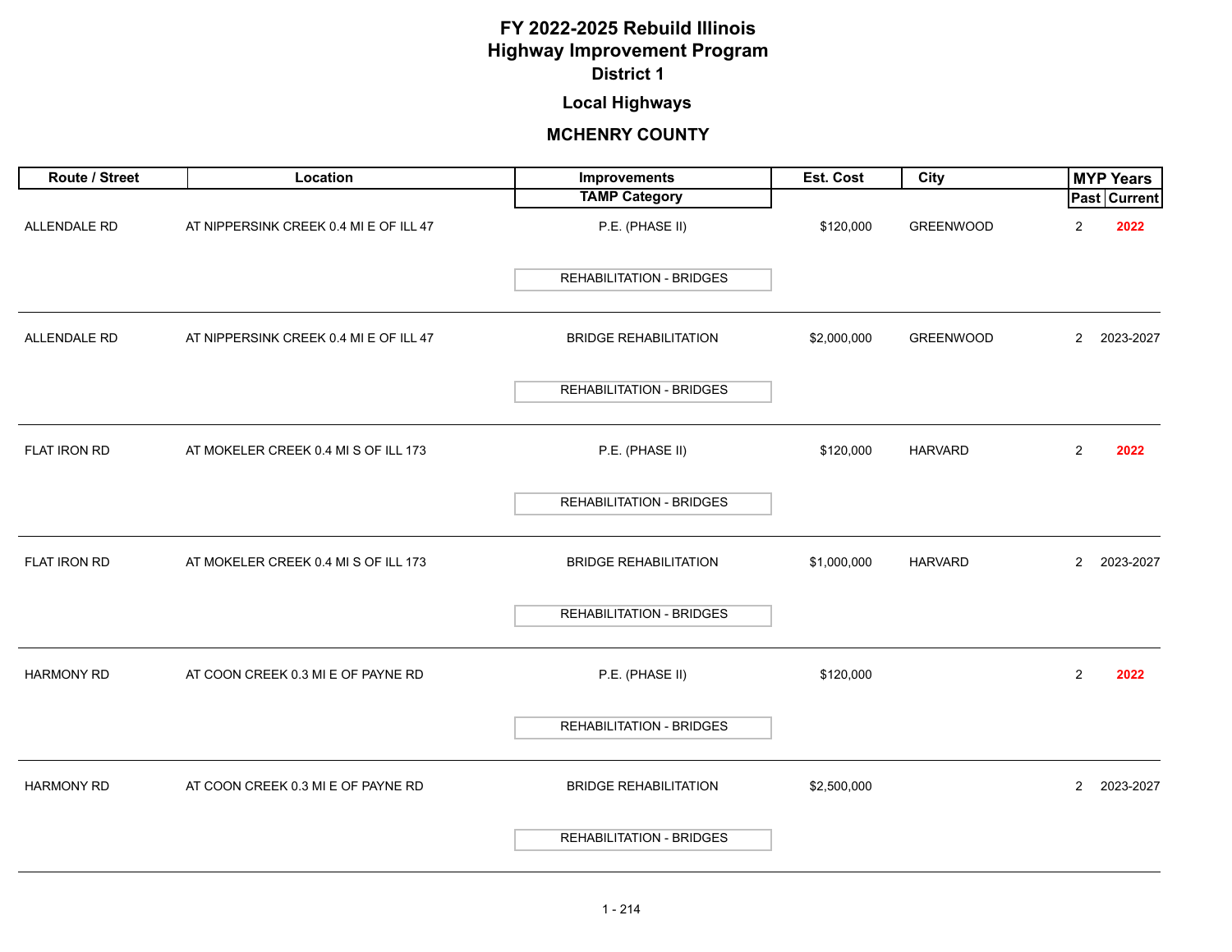# FY 2022-2025 Rebuild Illinois
# Highway Improvement Program
## District 1
### Local Highways
### MCHENRY COUNTY

| Route / Street | Location | Improvements / TAMP Category | Est. Cost | City | MYP Years Past | MYP Years Current |
|---|---|---|---|---|---|---|
| ALLENDALE RD | AT NIPPERSINK CREEK 0.4 MI E OF ILL 47 | P.E. (PHASE II) / REHABILITATION - BRIDGES | $120,000 | GREENWOOD | 2 | **2022** |
| ALLENDALE RD | AT NIPPERSINK CREEK 0.4 MI E OF ILL 47 | BRIDGE REHABILITATION / REHABILITATION - BRIDGES | $2,000,000 | GREENWOOD | 2 | 2023-2027 |
| FLAT IRON RD | AT MOKELER CREEK 0.4 MI S OF ILL 173 | P.E. (PHASE II) / REHABILITATION - BRIDGES | $120,000 | HARVARD | 2 | **2022** |
| FLAT IRON RD | AT MOKELER CREEK 0.4 MI S OF ILL 173 | BRIDGE REHABILITATION / REHABILITATION - BRIDGES | $1,000,000 | HARVARD | 2 | 2023-2027 |
| HARMONY RD | AT COON CREEK 0.3 MI E OF PAYNE RD | P.E. (PHASE II) / REHABILITATION - BRIDGES | $120,000 | | 2 | **2022** |
| HARMONY RD | AT COON CREEK 0.3 MI E OF PAYNE RD | BRIDGE REHABILITATION / REHABILITATION - BRIDGES | $2,500,000 | | 2 | 2023-2027 |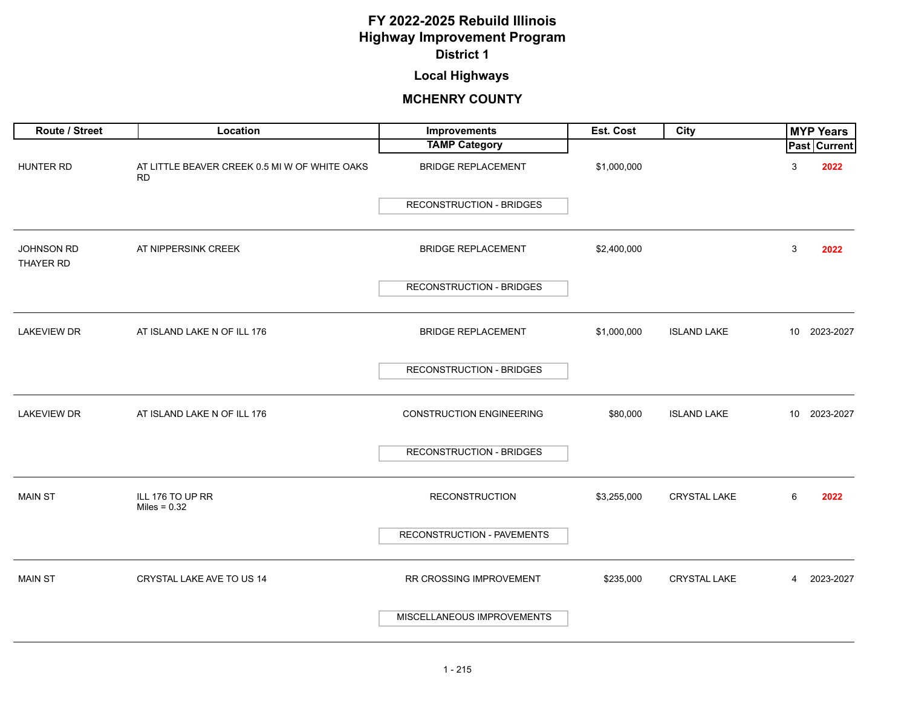# FY 2022-2025 Rebuild Illinois
# Highway Improvement Program
## District 1

## Local Highways

## MCHENRY COUNTY

| Route / Street | Location | Improvements / TAMP Category | Est. Cost | City | MYP Years Past | MYP Years Current |
|---|---|---|---|---|---|---|
| HUNTER RD | AT LITTLE BEAVER CREEK 0.5 MI W OF WHITE OAKS RD | BRIDGE REPLACEMENT<br>RECONSTRUCTION - BRIDGES | $1,000,000 | | 3 | 2022 |
| JOHNSON RD<br>THAYER RD | AT NIPPERSINK CREEK | BRIDGE REPLACEMENT<br>RECONSTRUCTION - BRIDGES | $2,400,000 | | 3 | 2022 |
| LAKEVIEW DR | AT ISLAND LAKE N OF ILL 176 | BRIDGE REPLACEMENT<br>RECONSTRUCTION - BRIDGES | $1,000,000 | ISLAND LAKE | 10 | 2023-2027 |
| LAKEVIEW DR | AT ISLAND LAKE N OF ILL 176 | CONSTRUCTION ENGINEERING<br>RECONSTRUCTION - BRIDGES | $80,000 | ISLAND LAKE | 10 | 2023-2027 |
| MAIN ST | ILL 176 TO UP RR<br>Miles = 0.32 | RECONSTRUCTION<br>RECONSTRUCTION - PAVEMENTS | $3,255,000 | CRYSTAL LAKE | 6 | 2022 |
| MAIN ST | CRYSTAL LAKE AVE TO US 14 | RR CROSSING IMPROVEMENT<br>MISCELLANEOUS IMPROVEMENTS | $235,000 | CRYSTAL LAKE | 4 | 2023-2027 |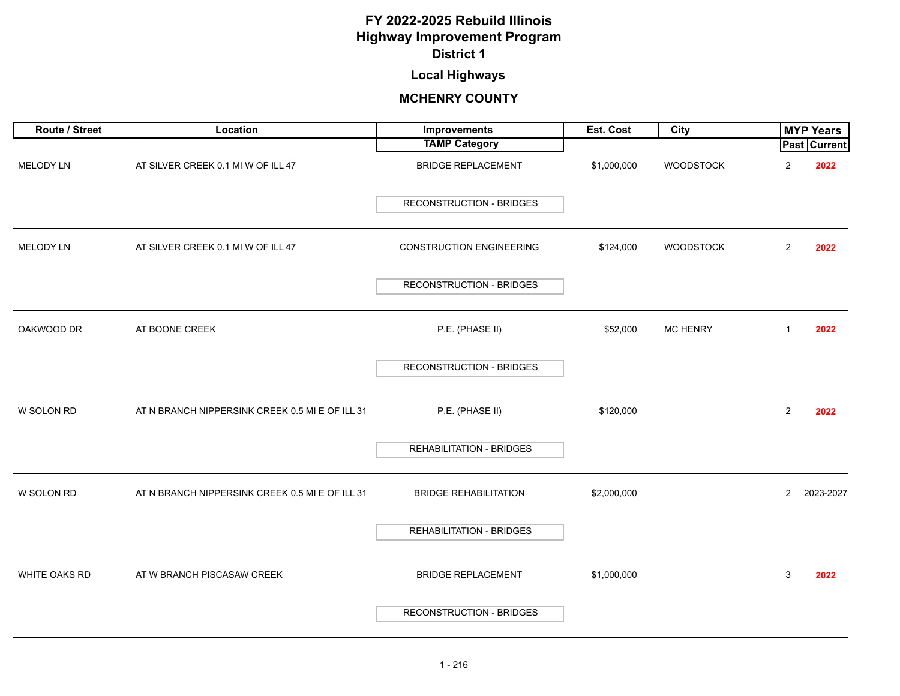# FY 2022-2025 Rebuild Illinois
# Highway Improvement Program
## District 1

### Local Highways

### MCHENRY COUNTY

| Route / Street | Location | Improvements / TAMP Category | Est. Cost | City | MYP Years Past | MYP Years Current |
|---|---|---|---|---|---|---|
| MELODY LN | AT SILVER CREEK 0.1 MI W OF ILL 47 | BRIDGE REPLACEMENT<br>RECONSTRUCTION - BRIDGES | $1,000,000 | WOODSTOCK | 2 | **2022** |
| MELODY LN | AT SILVER CREEK 0.1 MI W OF ILL 47 | CONSTRUCTION ENGINEERING<br>RECONSTRUCTION - BRIDGES | $124,000 | WOODSTOCK | 2 | **2022** |
| OAKWOOD DR | AT BOONE CREEK | P.E. (PHASE II)<br>RECONSTRUCTION - BRIDGES | $52,000 | MC HENRY | 1 | **2022** |
| W SOLON RD | AT N BRANCH NIPPERSINK CREEK 0.5 MI E OF ILL 31 | P.E. (PHASE II)<br>REHABILITATION - BRIDGES | $120,000 | | 2 | **2022** |
| W SOLON RD | AT N BRANCH NIPPERSINK CREEK 0.5 MI E OF ILL 31 | BRIDGE REHABILITATION<br>REHABILITATION - BRIDGES | $2,000,000 | | 2 | 2023-2027 |
| WHITE OAKS RD | AT W BRANCH PISCASAW CREEK | BRIDGE REPLACEMENT<br>RECONSTRUCTION - BRIDGES | $1,000,000 | | 3 | **2022** |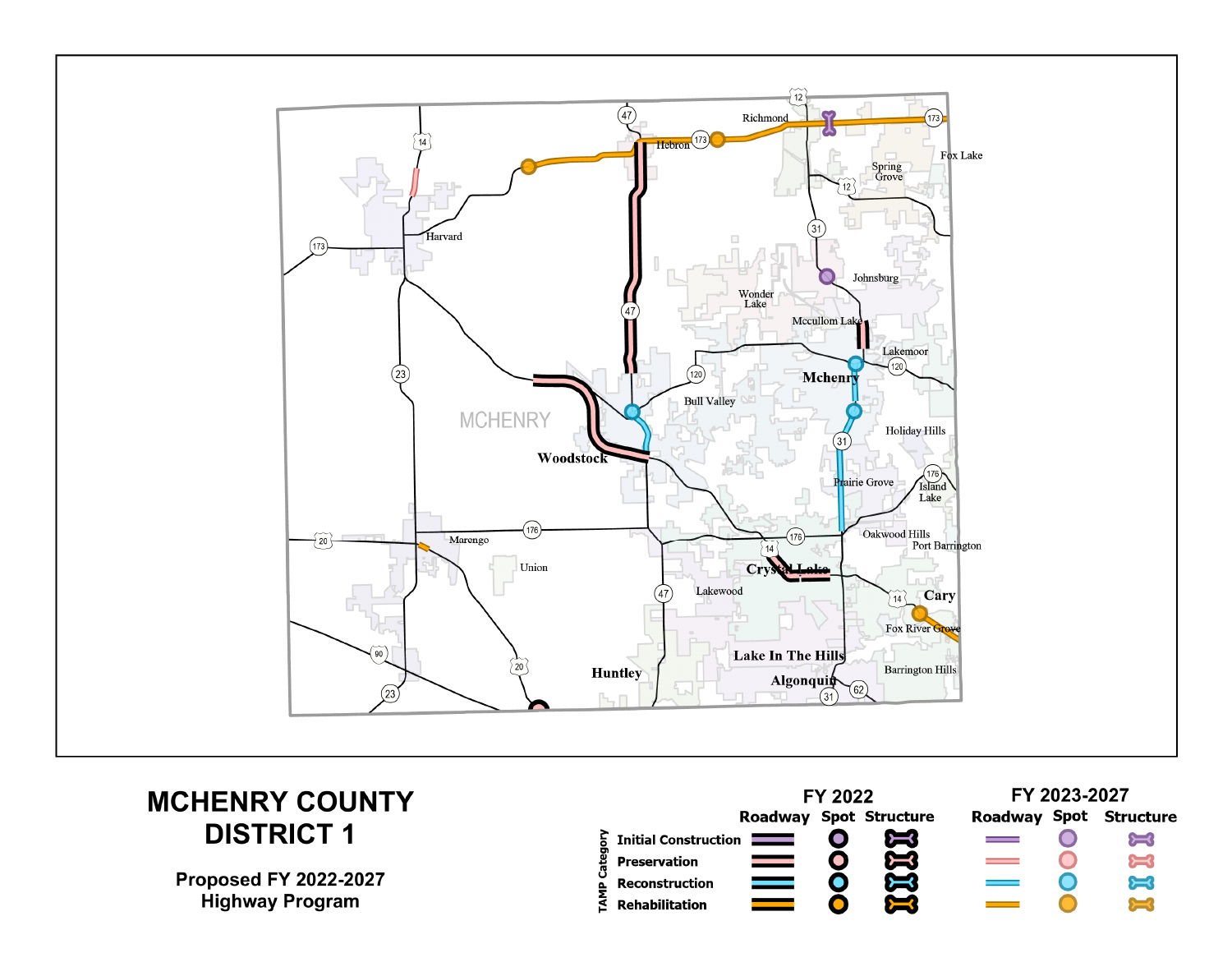# MCHENRY COUNTY DISTRICT 1

**Proposed FY 2022-2027 Highway Program**

MCHENRY

Richmond
Hebron
Fox Lake
Spring Grove
Harvard
Johnsburg
Wonder Lake
Mccullom Lake
Lakemoor
Mchenry
Bull Valley
Holiday Hills
Woodstock
Prairie Grove
Island Lake
Oakwood Hills
Port Barrington
Marengo
Union
Crystal Lake
Cary
Lakewood
Fox River Grove
Lake In The Hills
Huntley
Algonquin
Barrington Hills

12
47
173
14
31
120
23
176
20
90
62

FY 2022: Roadway, Spot, Structure

FY 2023-2027: Roadway, Spot, Structure

TAMP Category:
- Initial Construction
- Preservation
- Reconstruction
- Rehabilitation